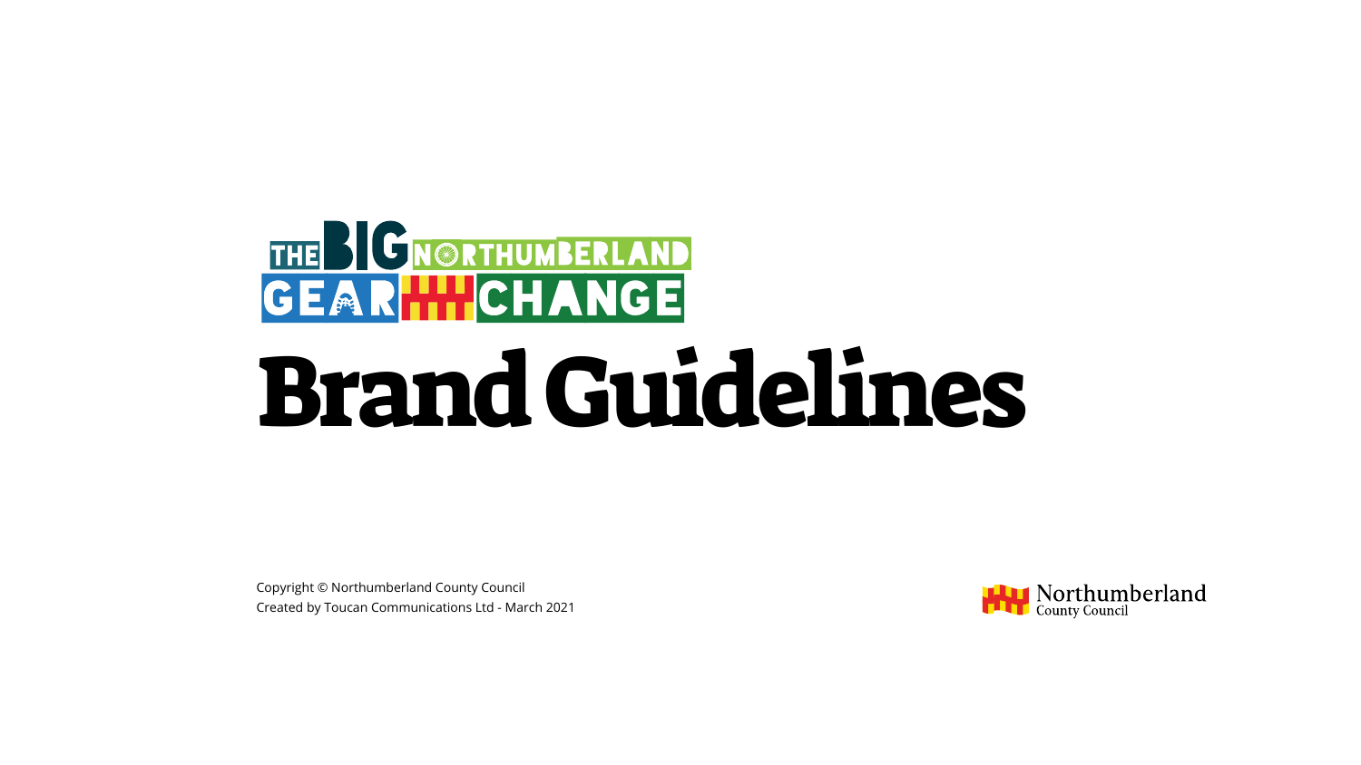THE BIG NORTHUMBERLAND GEAR CHANGE

# Brand Guidelines

Copyright © Northumberland County Council
Created by Toucan Communications Ltd - March 2021

Northumberland County Council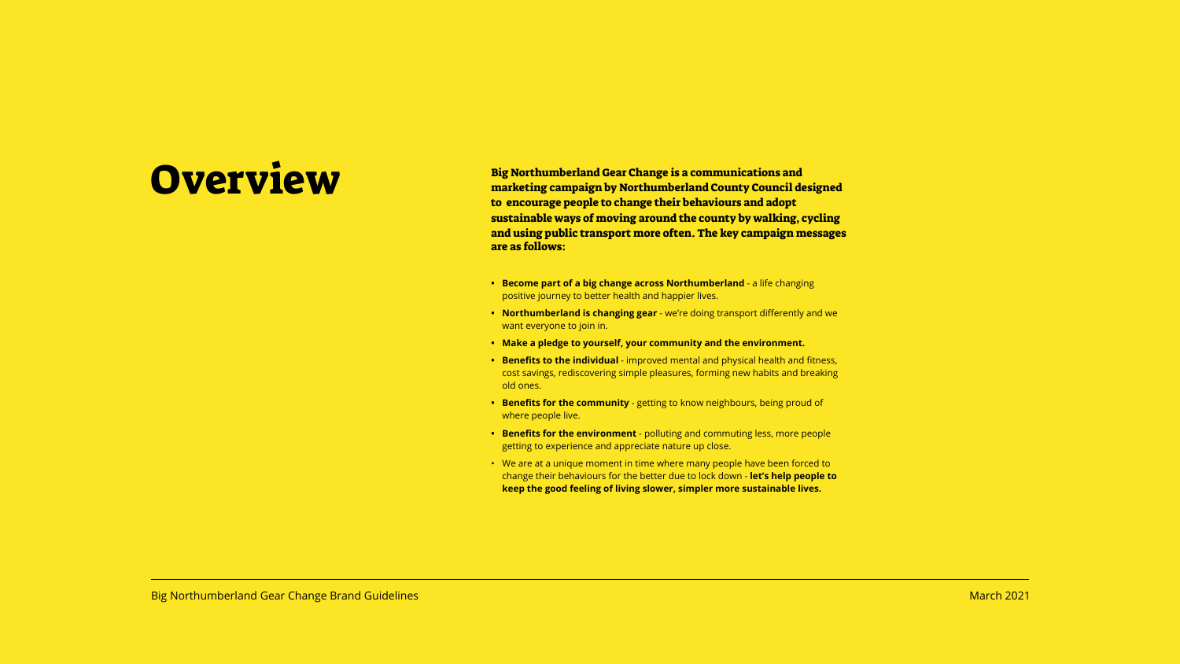# Overview

**Big Northumberland Gear Change is a communications and marketing campaign by Northumberland County Council designed to encourage people to change their behaviours and adopt sustainable ways of moving around the county by walking, cycling and using public transport more often. The key campaign messages are as follows:**

- **Become part of a big change across Northumberland** - a life changing positive journey to better health and happier lives.
- **Northumberland is changing gear** - we're doing transport differently and we want everyone to join in.
- **Make a pledge to yourself, your community and the environment.**
- **Benefits to the individual** - improved mental and physical health and fitness, cost savings, rediscovering simple pleasures, forming new habits and breaking old ones.
- **Benefits for the community** - getting to know neighbours, being proud of where people live.
- **Benefits for the environment** - polluting and commuting less, more people getting to experience and appreciate nature up close.
- We are at a unique moment in time where many people have been forced to change their behaviours for the better due to lock down - **let's help people to keep the good feeling of living slower, simpler more sustainable lives.**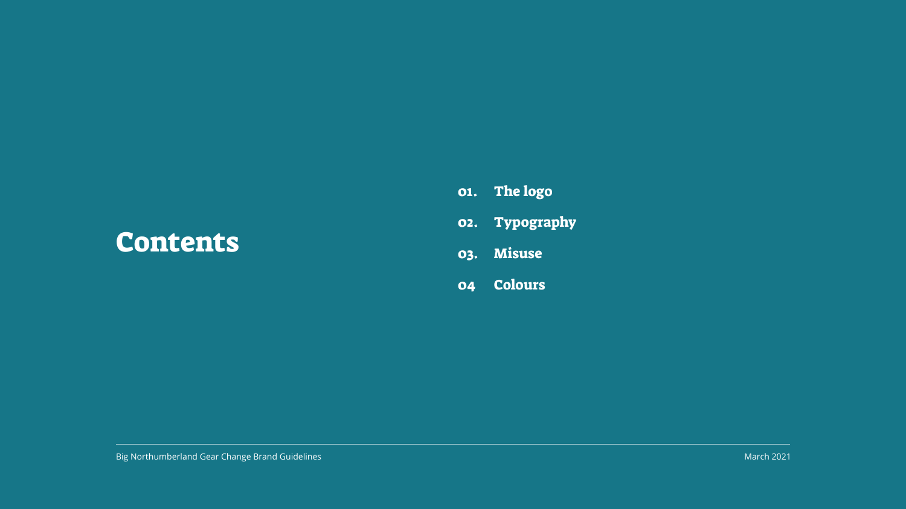# Contents

01. The logo

02. Typography

03. Misuse

04 Colours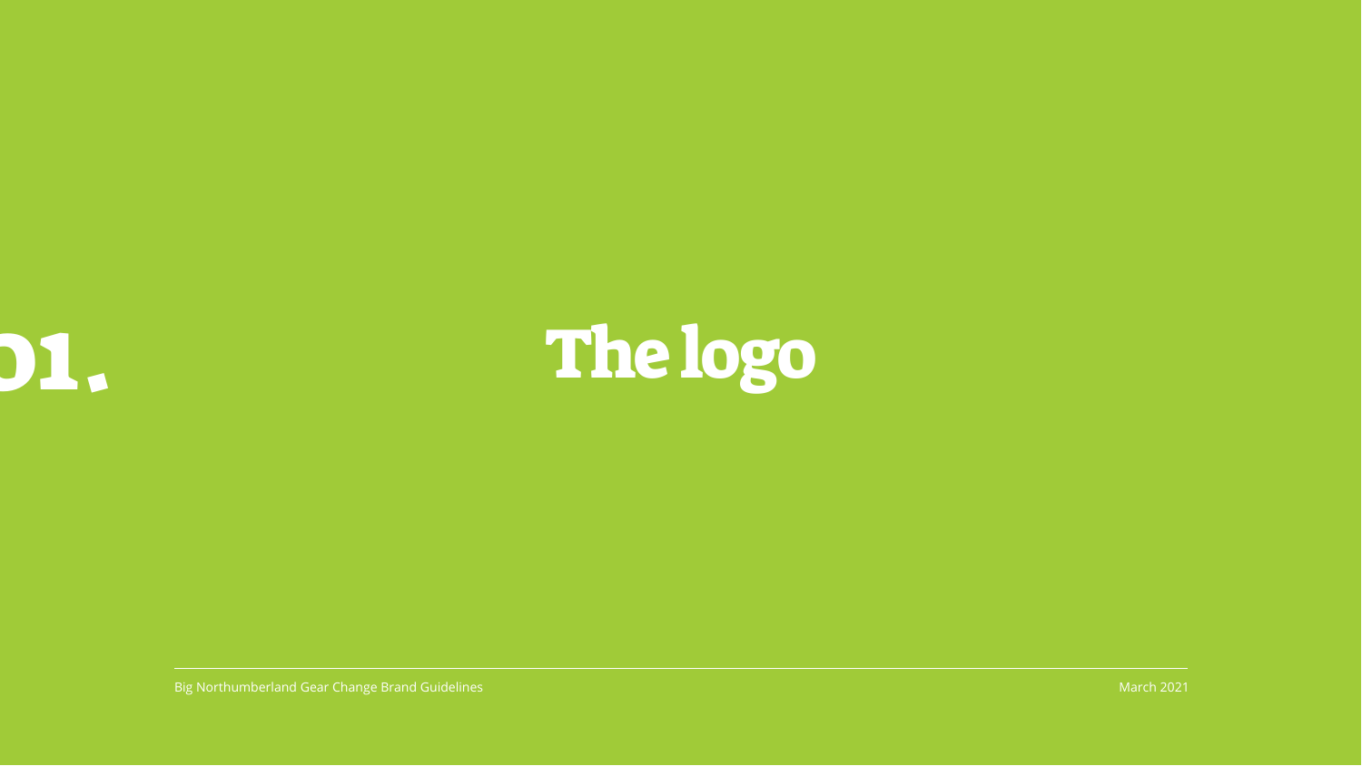# 01. The logo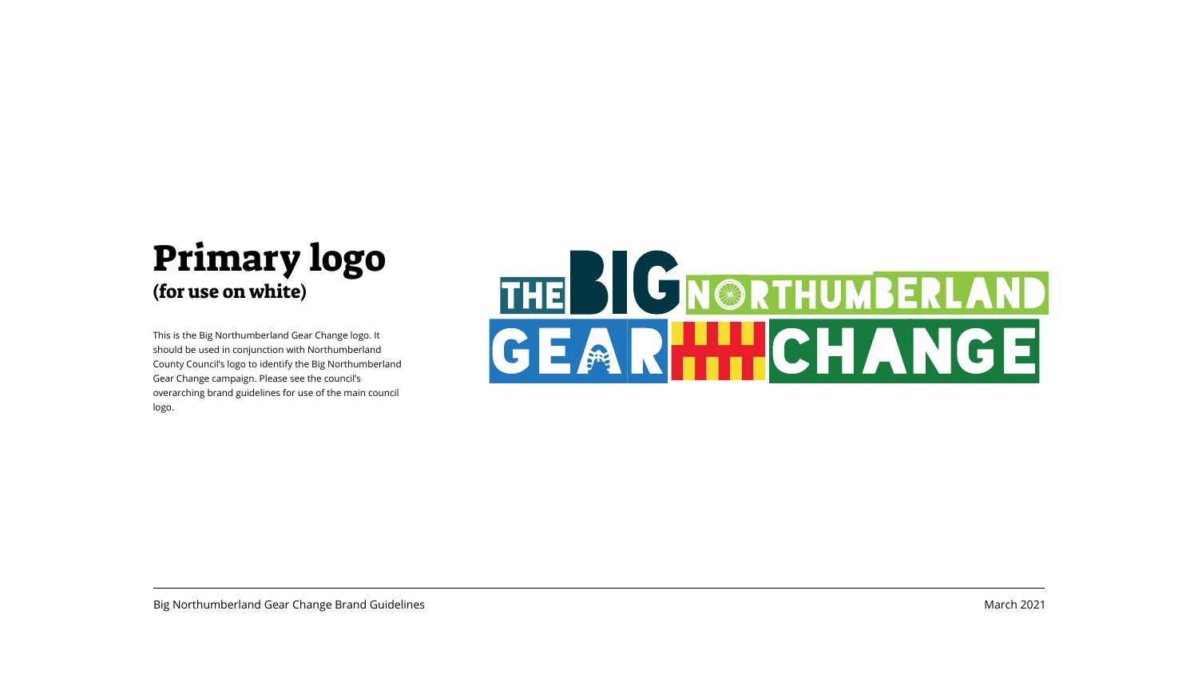# Primary logo
## (for use on white)

This is the Big Northumberland Gear Change logo. It should be used in conjunction with Northumberland County Council's logo to identify the Big Northumberland Gear Change campaign. Please see the council's overarching brand guidelines for use of the main council logo.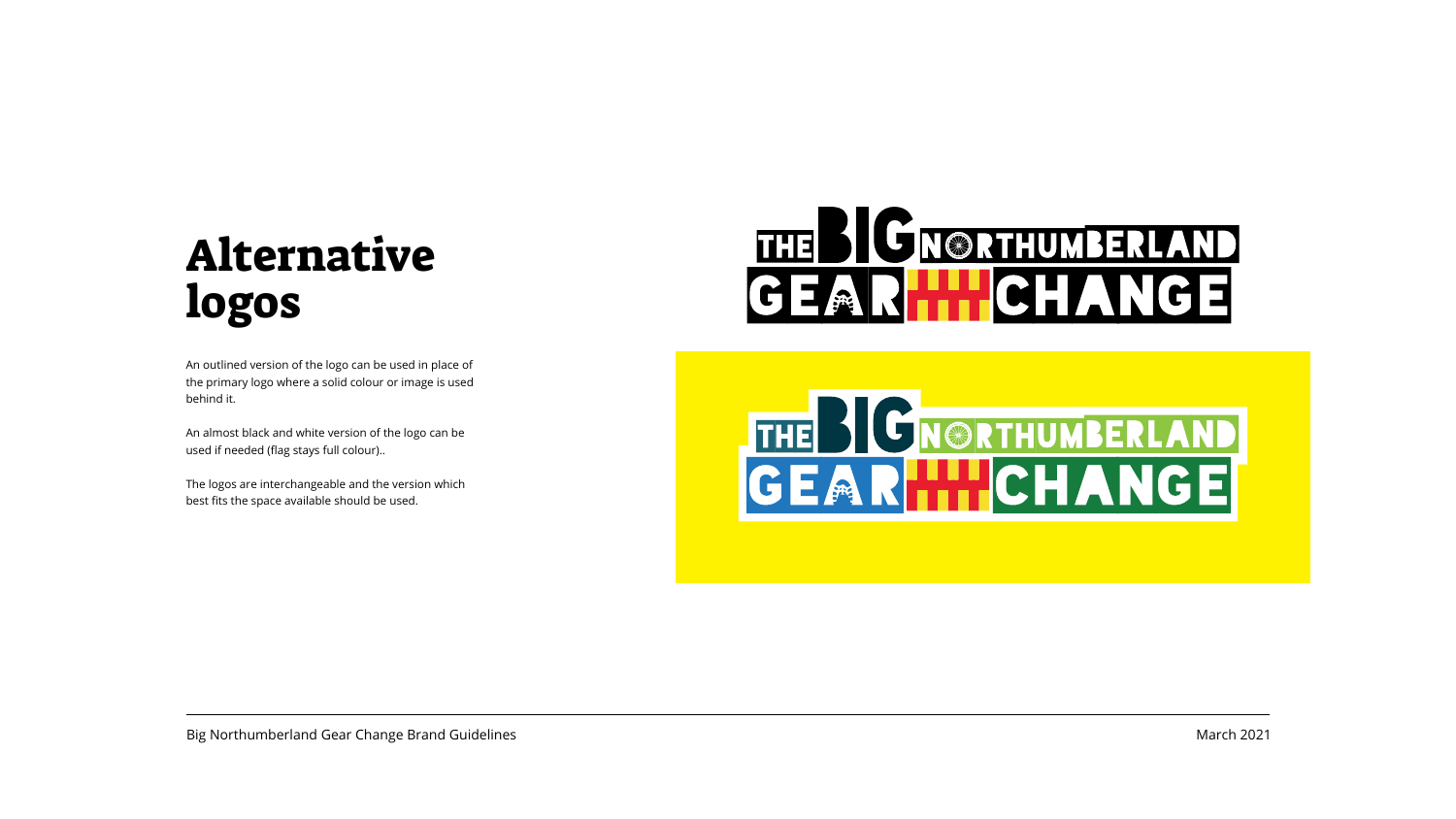# Alternative logos

An outlined version of the logo can be used in place of the primary logo where a solid colour or image is used behind it.

An almost black and white version of the logo can be used if needed (flag stays full colour)..

The logos are interchangeable and the version which best fits the space available should be used.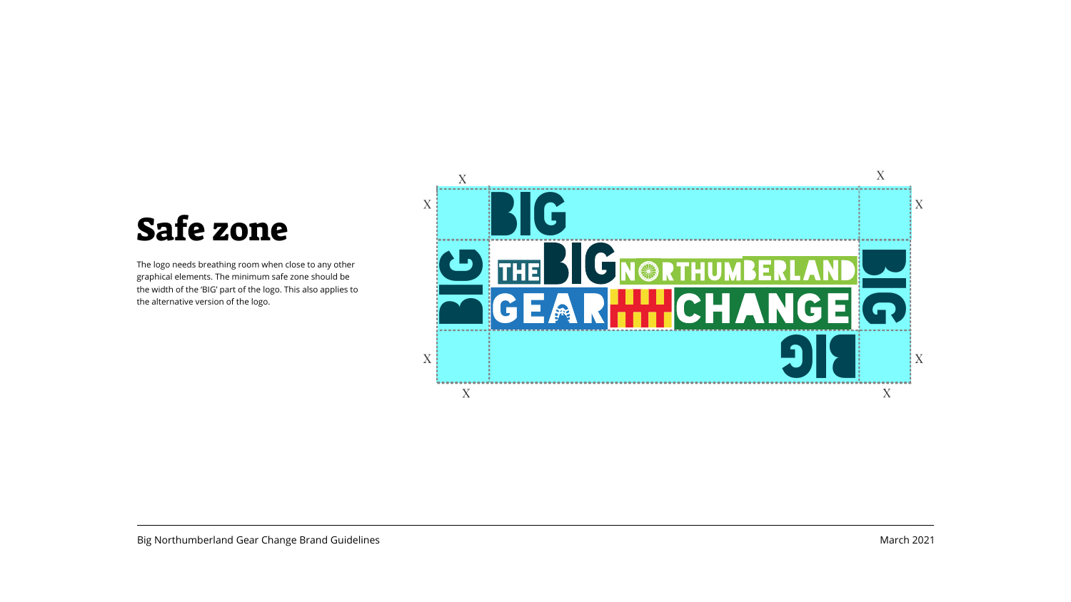# Safe zone

The logo needs breathing room when close to any other graphical elements. The minimum safe zone should be the width of the 'BIG' part of the logo. This also applies to the alternative version of the logo.

X X X X X X X X

BIG

THE BIG NORTHUMBERLAND GEAR CHANGE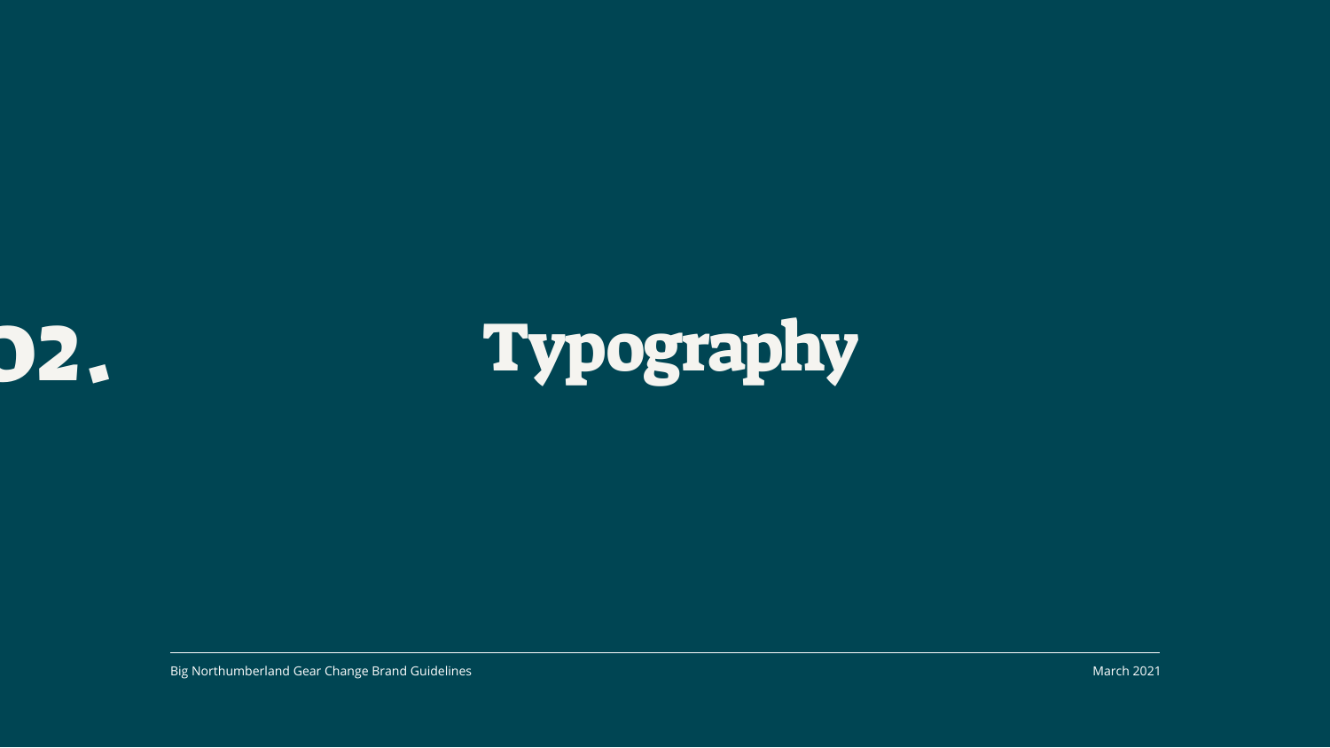# 02. Typography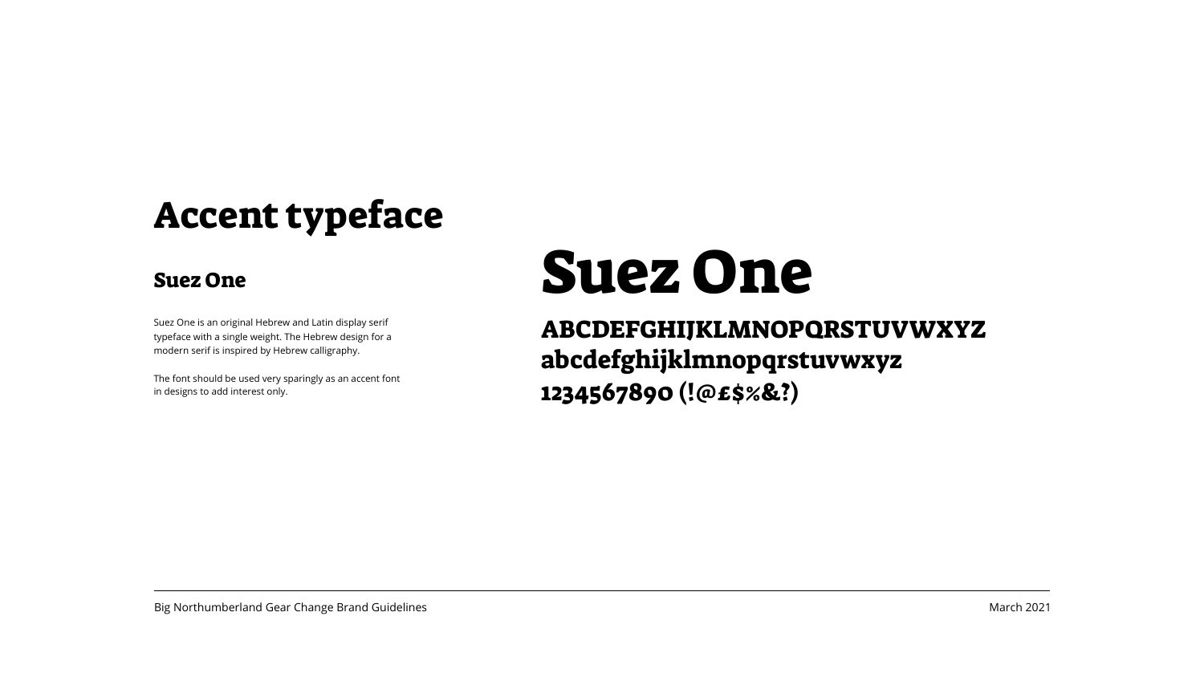# Accent typeface

## Suez One

Suez One is an original Hebrew and Latin display serif typeface with a single weight. The Hebrew design for a modern serif is inspired by Hebrew calligraphy.

The font should be used very sparingly as an accent font in designs to add interest only.

# Suez One

**ABCDEFGHIJKLMNOPQRSTUVWXYZ**
**abcdefghijklmnopqrstuvwxyz**
**1234567890 (!@£$%&?)**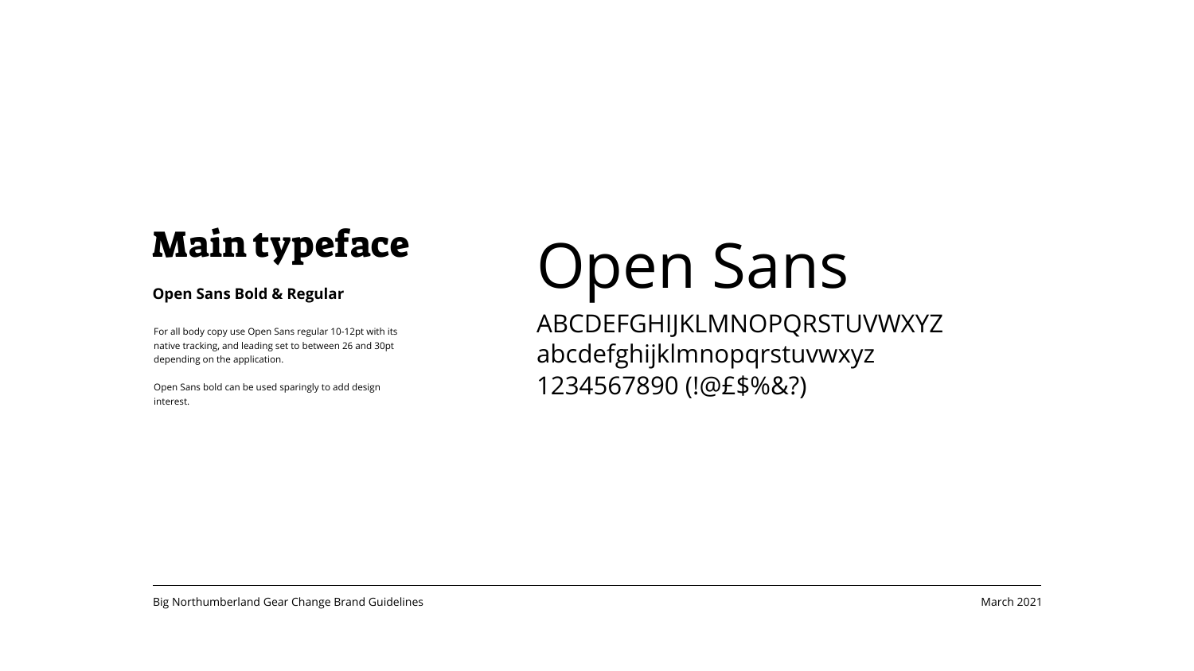# Main typeface

**Open Sans Bold & Regular**

For all body copy use Open Sans regular 10-12pt with its native tracking, and leading set to between 26 and 30pt depending on the application.

Open Sans bold can be used sparingly to add design interest.

Open Sans

ABCDEFGHIJKLMNOPQRSTUVWXYZ
abcdefghijklmnopqrstuvwxyz
1234567890 (!@£$%&?)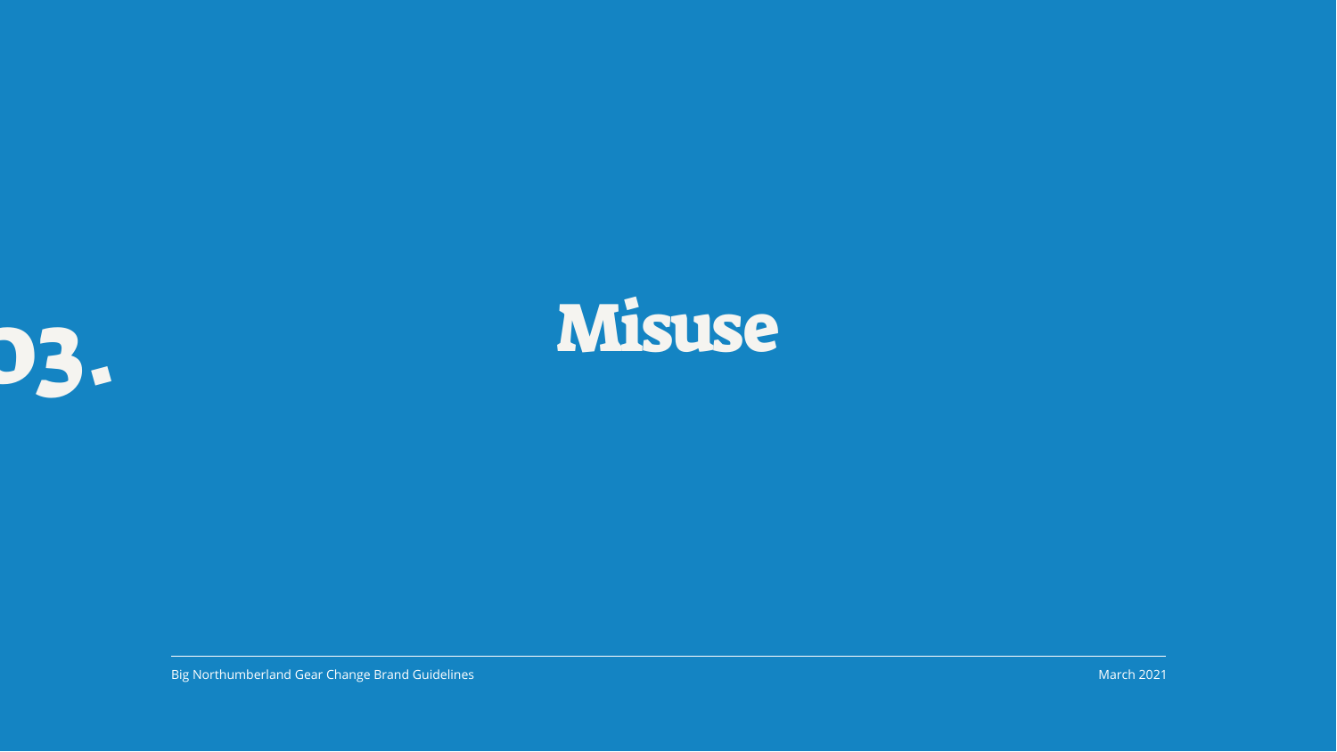03.

# Misuse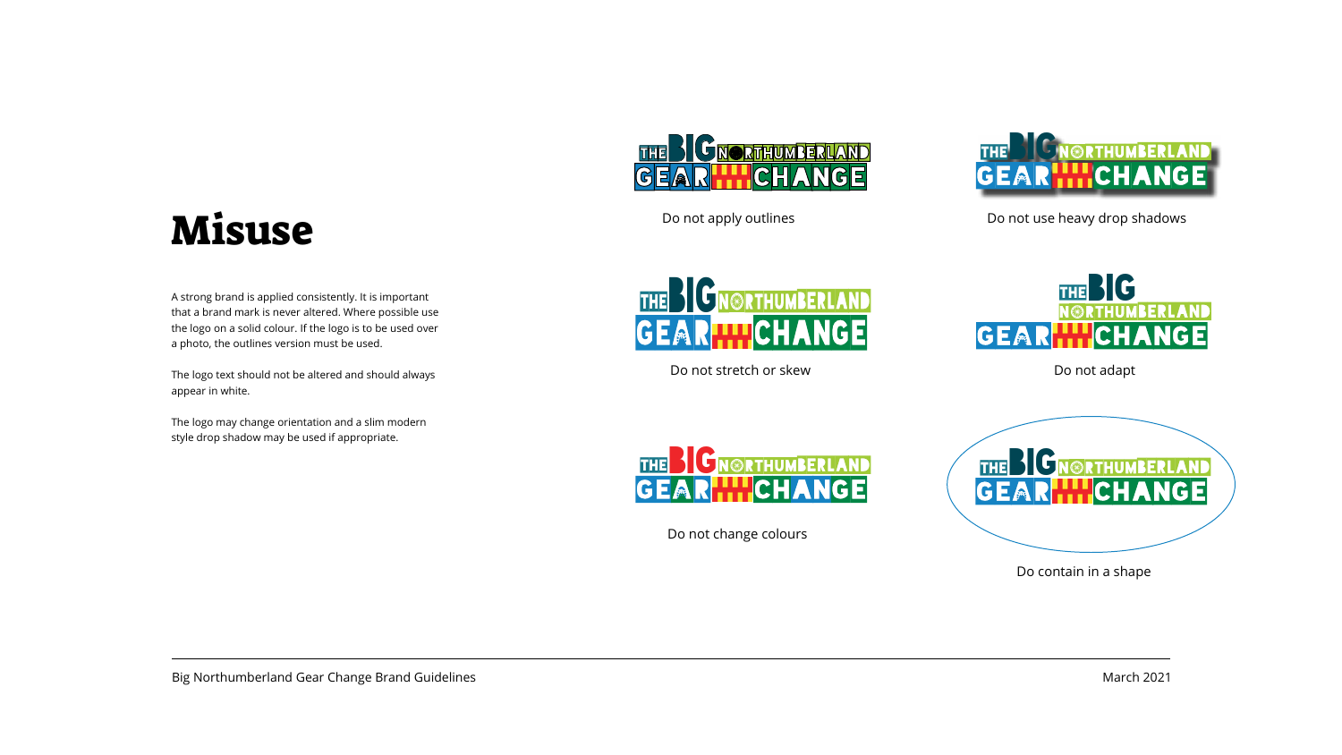# Misuse

A strong brand is applied consistently. It is important that a brand mark is never altered. Where possible use the logo on a solid colour. If the logo is to be used over a photo, the outlines version must be used.

The logo text should not be altered and should always appear in white.

The logo may change orientation and a slim modern style drop shadow may be used if appropriate.

Do not apply outlines

Do not use heavy drop shadows

Do not stretch or skew

Do not adapt

Do not change colours

Do contain in a shape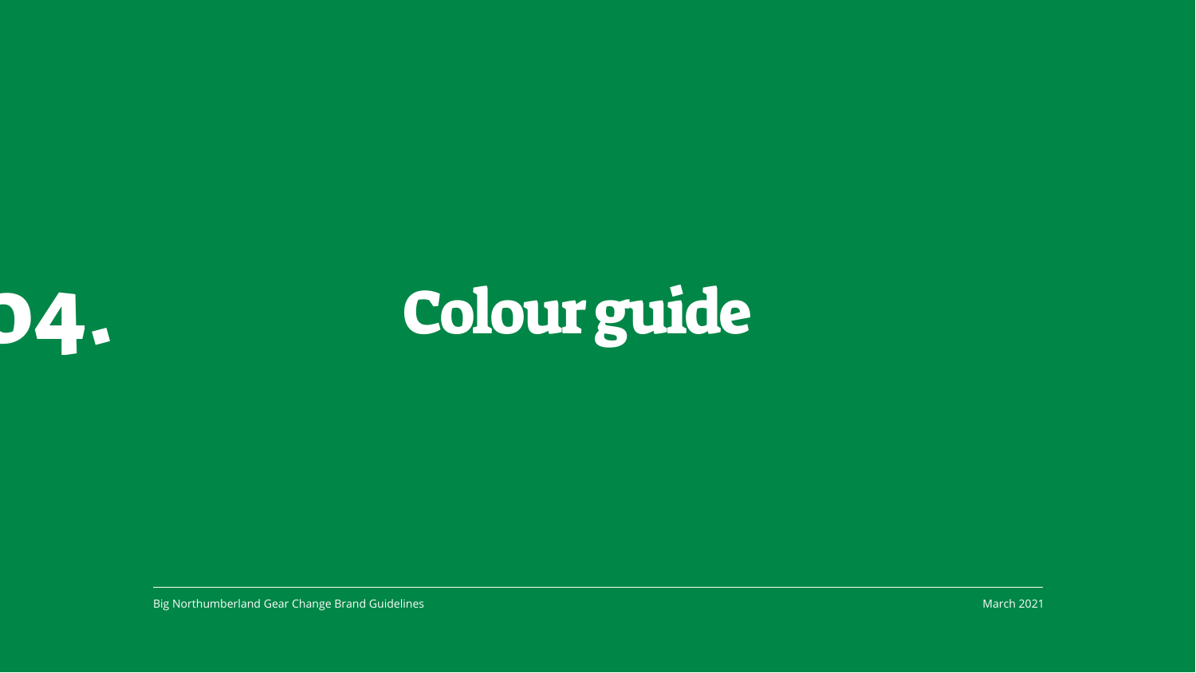# 04. Colour guide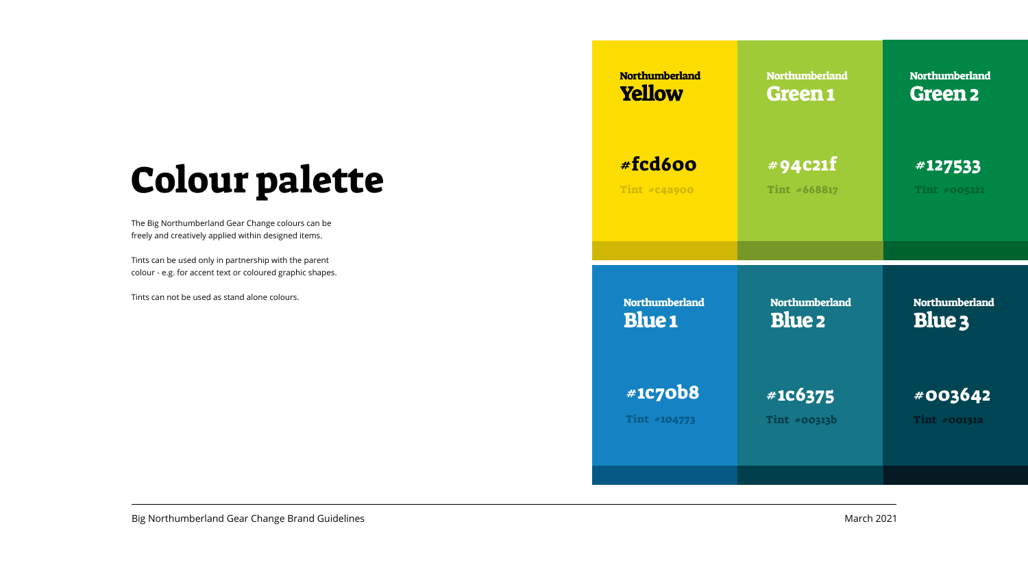# Colour palette

The Big Northumberland Gear Change colours can be freely and creatively applied within designed items.

Tints can be used only in partnership with the parent colour - e.g. for accent text or coloured graphic shapes.

Tints can not be used as stand alone colours.

Northumberland
**Yellow**

#fcd600

Tint #c4a900

Northumberland
**Green 1**

#94c21f

Tint #668817

Northumberland
**Green 2**

#127533

Tint #005222

Northumberland
**Blue 1**

#1c70b8

Tint #104773

Northumberland
**Blue 2**

#1c6375

Tint #00313b

Northumberland
**Blue 3**

#003642

Tint #00131a